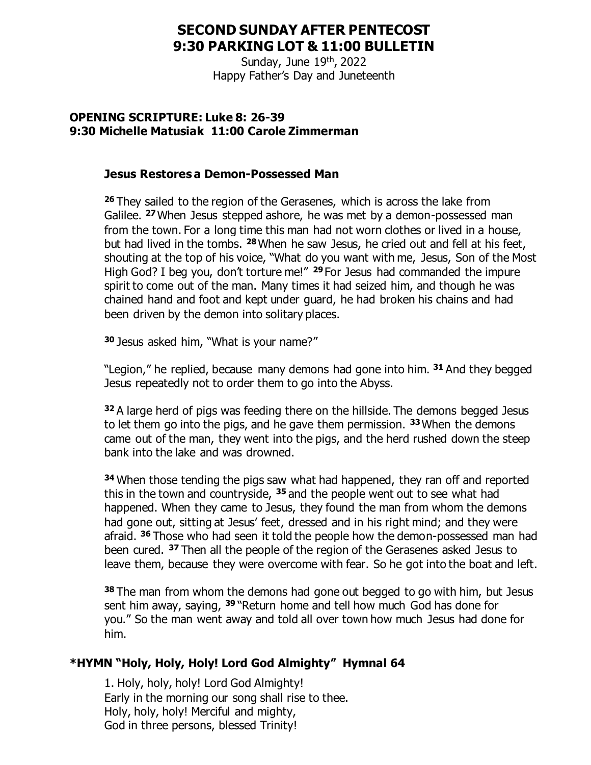# SECOND SUNDAY AFTER PENTECOST
# 9:30 PARKING LOT & 11:00 BULLETIN

Sunday, June 19th, 2022
Happy Father's Day and Juneteenth

**OPENING SCRIPTURE: Luke 8: 26-39**
**9:30 Michelle Matusiak 11:00 Carole Zimmerman**

### Jesus Restores a Demon-Possessed Man

**26** They sailed to the region of the Gerasenes, which is across the lake from Galilee. **27** When Jesus stepped ashore, he was met by a demon-possessed man from the town. For a long time this man had not worn clothes or lived in a house, but had lived in the tombs. **28** When he saw Jesus, he cried out and fell at his feet, shouting at the top of his voice, "What do you want with me, Jesus, Son of the Most High God? I beg you, don't torture me!" **29** For Jesus had commanded the impure spirit to come out of the man. Many times it had seized him, and though he was chained hand and foot and kept under guard, he had broken his chains and had been driven by the demon into solitary places.

**30** Jesus asked him, "What is your name?"

"Legion," he replied, because many demons had gone into him. **31** And they begged Jesus repeatedly not to order them to go into the Abyss.

**32** A large herd of pigs was feeding there on the hillside. The demons begged Jesus to let them go into the pigs, and he gave them permission. **33** When the demons came out of the man, they went into the pigs, and the herd rushed down the steep bank into the lake and was drowned.

**34** When those tending the pigs saw what had happened, they ran off and reported this in the town and countryside, **35** and the people went out to see what had happened. When they came to Jesus, they found the man from whom the demons had gone out, sitting at Jesus' feet, dressed and in his right mind; and they were afraid. **36** Those who had seen it told the people how the demon-possessed man had been cured. **37** Then all the people of the region of the Gerasenes asked Jesus to leave them, because they were overcome with fear. So he got into the boat and left.

**38** The man from whom the demons had gone out begged to go with him, but Jesus sent him away, saying, **39** "Return home and tell how much God has done for you." So the man went away and told all over town how much Jesus had done for him.

**\*HYMN "Holy, Holy, Holy! Lord God Almighty" Hymnal 64**

1. Holy, holy, holy! Lord God Almighty!
Early in the morning our song shall rise to thee.
Holy, holy, holy! Merciful and mighty,
God in three persons, blessed Trinity!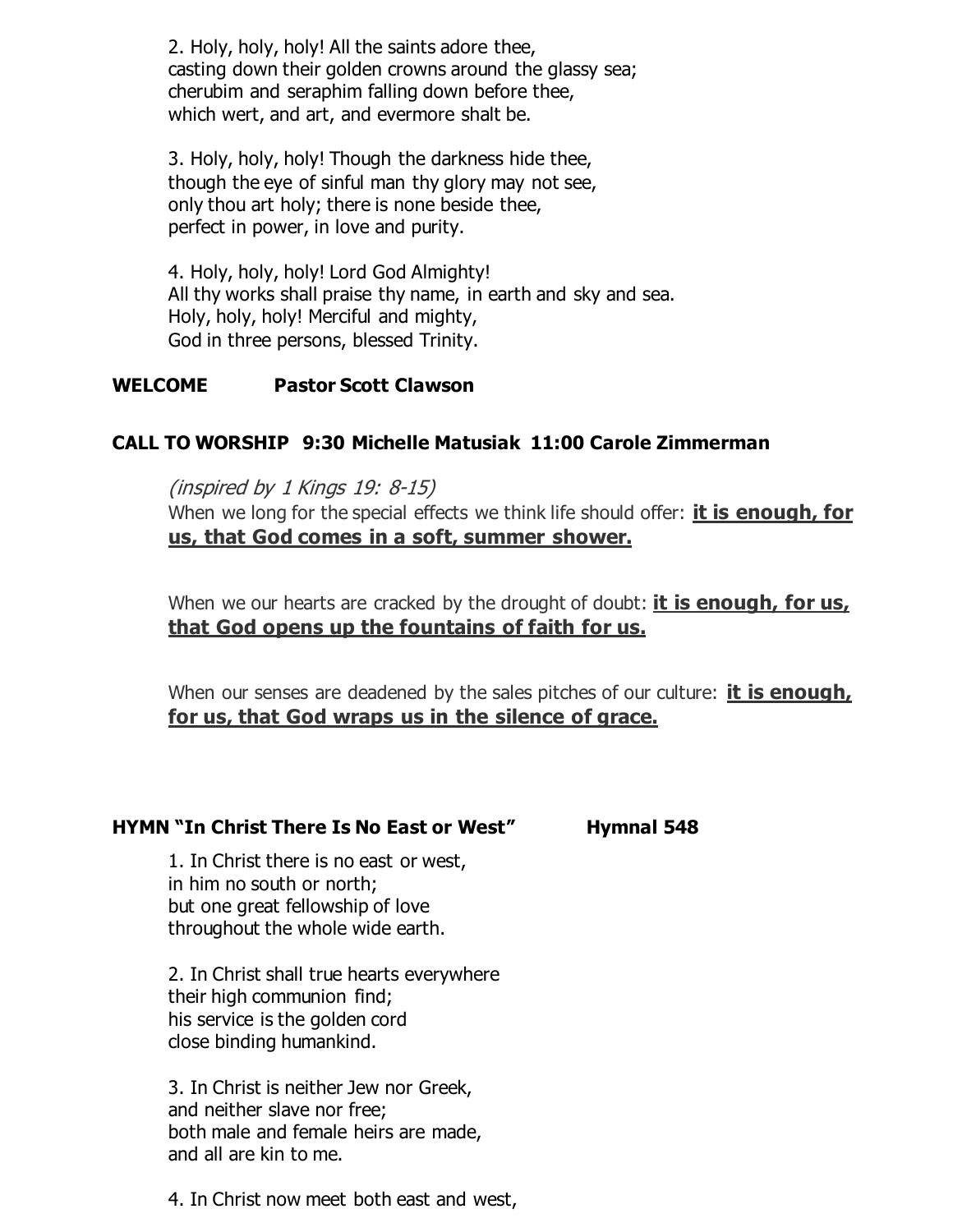2. Holy, holy, holy! All the saints adore thee,
casting down their golden crowns around the glassy sea;
cherubim and seraphim falling down before thee,
which wert, and art, and evermore shalt be.

3. Holy, holy, holy! Though the darkness hide thee,
though the eye of sinful man thy glory may not see,
only thou art holy; there is none beside thee,
perfect in power, in love and purity.

4. Holy, holy, holy! Lord God Almighty!
All thy works shall praise thy name, in earth and sky and sea.
Holy, holy, holy! Merciful and mighty,
God in three persons, blessed Trinity.

**WELCOME Pastor Scott Clawson**

**CALL TO WORSHIP 9:30 Michelle Matusiak 11:00 Carole Zimmerman**

*(inspired by 1 Kings 19: 8-15)*
When we long for the special effects we think life should offer: **it is enough, for us, that God comes in a soft, summer shower.**

When we our hearts are cracked by the drought of doubt: **it is enough, for us, that God opens up the fountains of faith for us.**

When our senses are deadened by the sales pitches of our culture: **it is enough, for us, that God wraps us in the silence of grace.**

**HYMN "In Christ There Is No East or West" Hymnal 548**

1. In Christ there is no east or west,
in him no south or north;
but one great fellowship of love
throughout the whole wide earth.

2. In Christ shall true hearts everywhere
their high communion find;
his service is the golden cord
close binding humankind.

3. In Christ is neither Jew nor Greek,
and neither slave nor free;
both male and female heirs are made,
and all are kin to me.

4. In Christ now meet both east and west,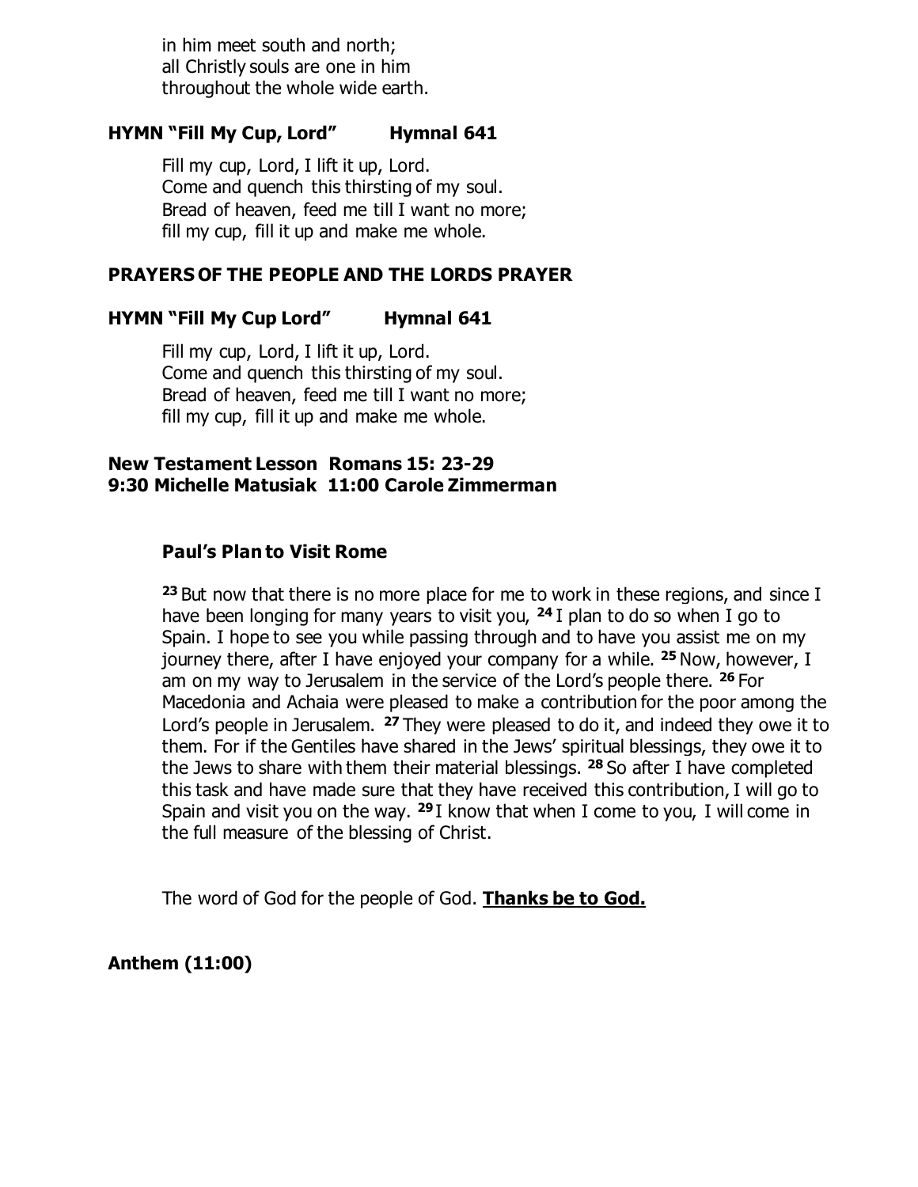in him meet south and north;
all Christly souls are one in him
throughout the whole wide earth.

**HYMN "Fill My Cup, Lord" Hymnal 641**

Fill my cup, Lord, I lift it up, Lord.
Come and quench this thirsting of my soul.
Bread of heaven, feed me till I want no more;
fill my cup, fill it up and make me whole.

**PRAYERS OF THE PEOPLE AND THE LORDS PRAYER**

**HYMN "Fill My Cup Lord" Hymnal 641**

Fill my cup, Lord, I lift it up, Lord.
Come and quench this thirsting of my soul.
Bread of heaven, feed me till I want no more;
fill my cup, fill it up and make me whole.

**New Testament Lesson Romans 15: 23-29**
**9:30 Michelle Matusiak 11:00 Carole Zimmerman**

**Paul's Plan to Visit Rome**

**23** But now that there is no more place for me to work in these regions, and since I have been longing for many years to visit you, **24** I plan to do so when I go to Spain. I hope to see you while passing through and to have you assist me on my journey there, after I have enjoyed your company for a while. **25** Now, however, I am on my way to Jerusalem in the service of the Lord's people there. **26** For Macedonia and Achaia were pleased to make a contribution for the poor among the Lord's people in Jerusalem. **27** They were pleased to do it, and indeed they owe it to them. For if the Gentiles have shared in the Jews' spiritual blessings, they owe it to the Jews to share with them their material blessings. **28** So after I have completed this task and have made sure that they have received this contribution, I will go to Spain and visit you on the way. **29** I know that when I come to you, I will come in the full measure of the blessing of Christ.

The word of God for the people of God. **Thanks be to God.**

**Anthem (11:00)**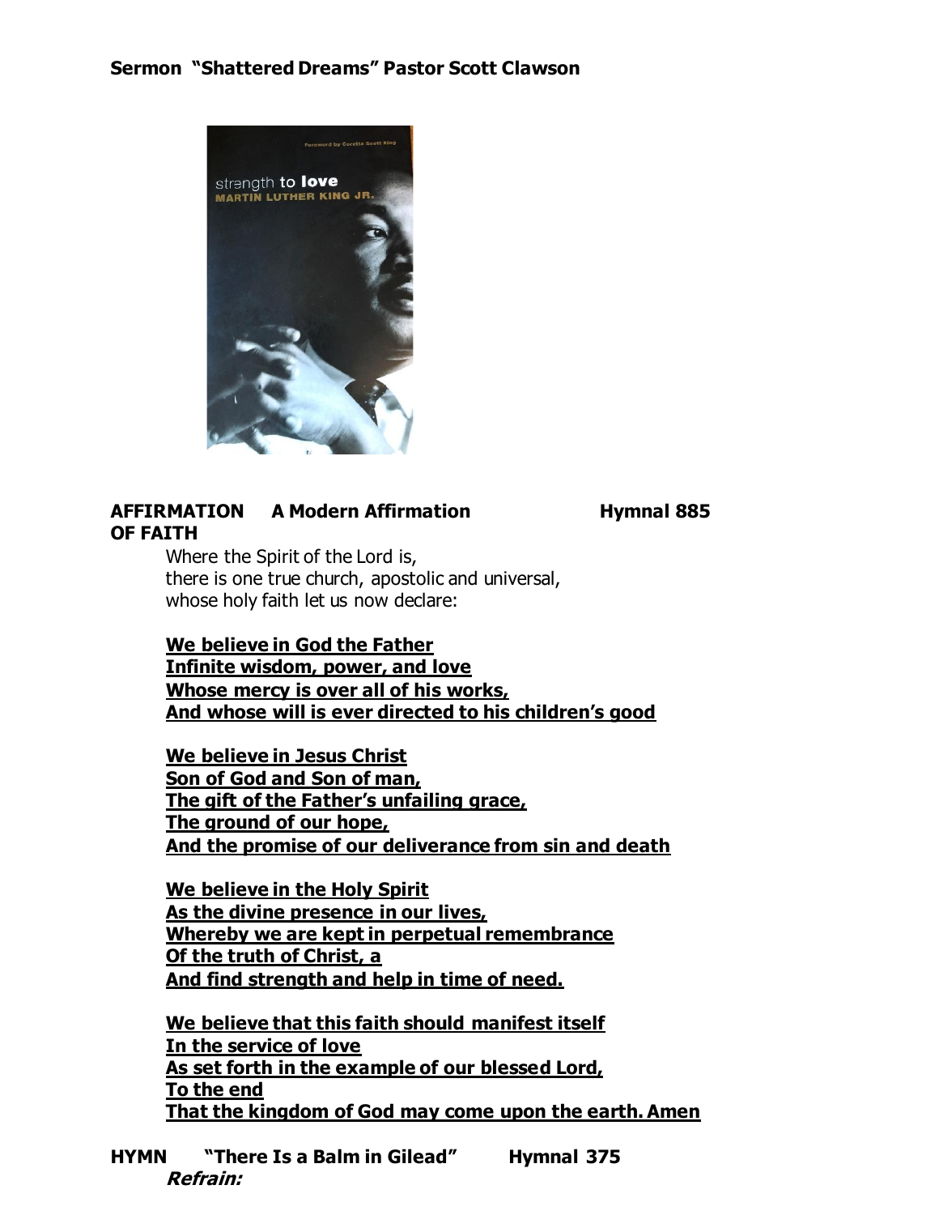**Sermon "Shattered Dreams" Pastor Scott Clawson**

**AFFIRMATION OF FAITH** **A Modern Affirmation** **Hymnal 885**

Where the Spirit of the Lord is,
there is one true church, apostolic and universal,
whose holy faith let us now declare:

**We believe in God the Father**
**Infinite wisdom, power, and love**
**Whose mercy is over all of his works,**
**And whose will is ever directed to his children's good**

**We believe in Jesus Christ**
**Son of God and Son of man,**
**The gift of the Father's unfailing grace,**
**The ground of our hope,**
**And the promise of our deliverance from sin and death**

**We believe in the Holy Spirit**
**As the divine presence in our lives,**
**Whereby we are kept in perpetual remembrance**
**Of the truth of Christ, a**
**And find strength and help in time of need.**

**We believe that this faith should manifest itself**
**In the service of love**
**As set forth in the example of our blessed Lord,**
**To the end**
**That the kingdom of God may come upon the earth. Amen**

**HYMN** **"There Is a Balm in Gilead"** **Hymnal 375**

***Refrain:***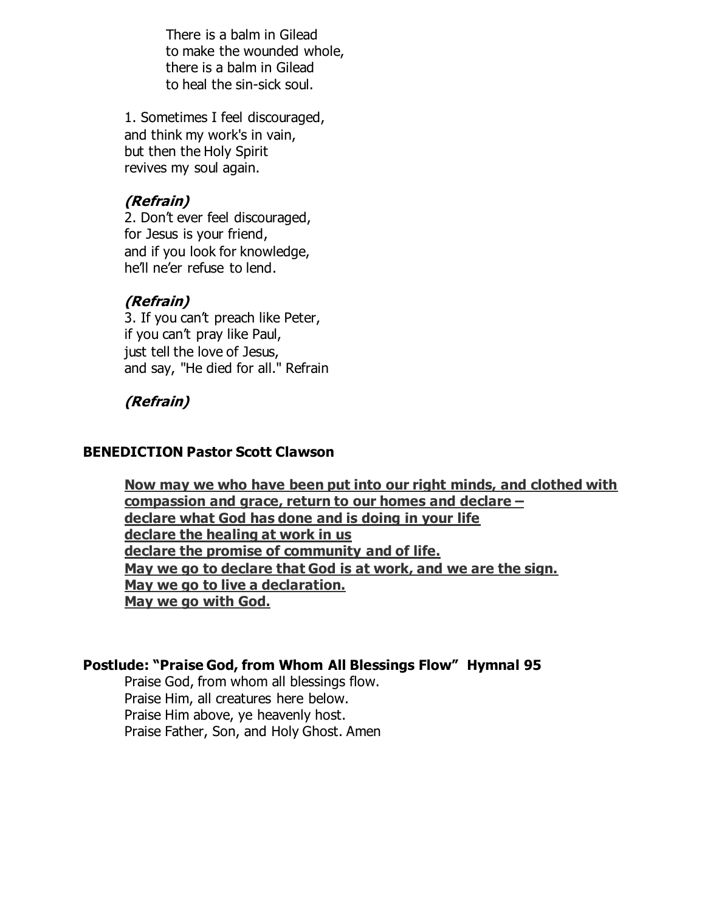There is a balm in Gilead
to make the wounded whole,
there is a balm in Gilead
to heal the sin-sick soul.

1. Sometimes I feel discouraged,
and think my work's in vain,
but then the Holy Spirit
revives my soul again.

***(Refrain)***

2. Don't ever feel discouraged,
for Jesus is your friend,
and if you look for knowledge,
he'll ne'er refuse to lend.

***(Refrain)***

3. If you can't preach like Peter,
if you can't pray like Paul,
just tell the love of Jesus,
and say, "He died for all." Refrain

***(Refrain)***

**BENEDICTION Pastor Scott Clawson**

<u>**Now may we who have been put into our right minds, and clothed with compassion and grace, return to our homes and declare –**</u>
<u>**declare what God has done and is doing in your life**</u>
<u>**declare the healing at work in us**</u>
<u>**declare the promise of community and of life.**</u>
<u>**May we go to declare that God is at work, and we are the sign.**</u>
<u>**May we go to live a declaration.**</u>
<u>**May we go with God.**</u>

**Postlude: "Praise God, from Whom All Blessings Flow" Hymnal 95**

Praise God, from whom all blessings flow.
Praise Him, all creatures here below.
Praise Him above, ye heavenly host.
Praise Father, Son, and Holy Ghost. Amen